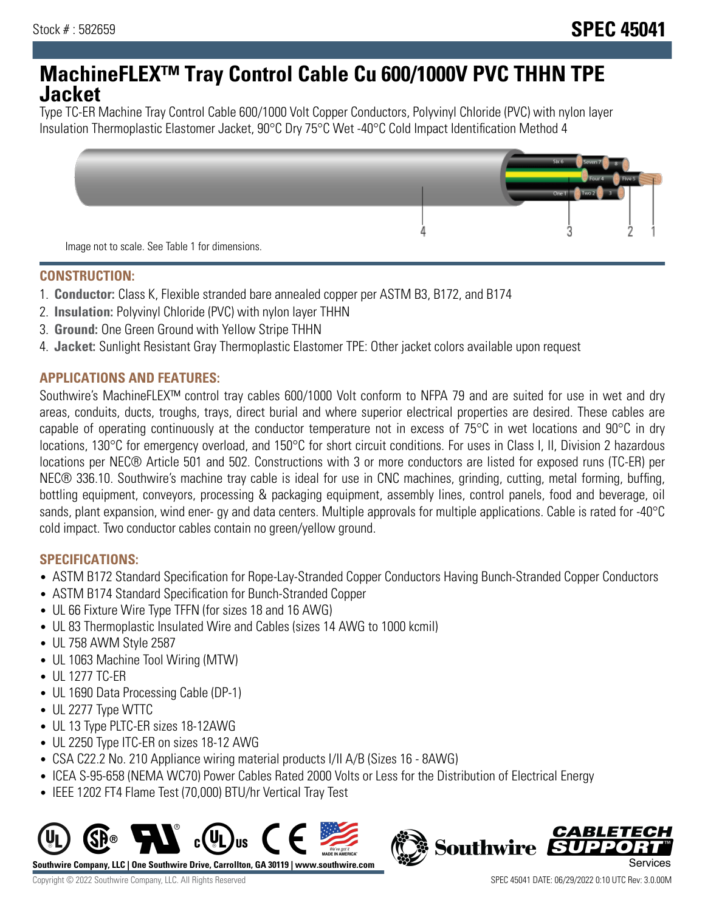Stock # : 582659

# SPEC 45041

# MachineFLEX™ Tray Control Cable Cu 600/1000V PVC THHN TPE Jacket

Type TC-ER Machine Tray Control Cable 600/1000 Volt Copper Conductors, Polyvinyl Chloride (PVC) with nylon layer Insulation Thermoplastic Elastomer Jacket, 90°C Dry 75°C Wet -40°C Cold Impact Identification Method 4

Image not to scale. See Table 1 for dimensions.

## CONSTRUCTION:

1. **Conductor:** Class K, Flexible stranded bare annealed copper per ASTM B3, B172, and B174
2. **Insulation:** Polyvinyl Chloride (PVC) with nylon layer THHN
3. **Ground:** One Green Ground with Yellow Stripe THHN
4. **Jacket:** Sunlight Resistant Gray Thermoplastic Elastomer TPE: Other jacket colors available upon request

## APPLICATIONS AND FEATURES:

Southwire's MachineFLEX™ control tray cables 600/1000 Volt conform to NFPA 79 and are suited for use in wet and dry areas, conduits, ducts, troughs, trays, direct burial and where superior electrical properties are desired. These cables are capable of operating continuously at the conductor temperature not in excess of 75°C in wet locations and 90°C in dry locations, 130°C for emergency overload, and 150°C for short circuit conditions. For uses in Class I, II, Division 2 hazardous locations per NEC® Article 501 and 502. Constructions with 3 or more conductors are listed for exposed runs (TC-ER) per NEC® 336.10. Southwire's machine tray cable is ideal for use in CNC machines, grinding, cutting, metal forming, buffing, bottling equipment, conveyors, processing & packaging equipment, assembly lines, control panels, food and beverage, oil sands, plant expansion, wind ener- gy and data centers. Multiple approvals for multiple applications. Cable is rated for -40°C cold impact. Two conductor cables contain no green/yellow ground.

## SPECIFICATIONS:

- ASTM B172 Standard Specification for Rope-Lay-Stranded Copper Conductors Having Bunch-Stranded Copper Conductors
- ASTM B174 Standard Specification for Bunch-Stranded Copper
- UL 66 Fixture Wire Type TFFN (for sizes 18 and 16 AWG)
- UL 83 Thermoplastic Insulated Wire and Cables (sizes 14 AWG to 1000 kcmil)
- UL 758 AWM Style 2587
- UL 1063 Machine Tool Wiring (MTW)
- UL 1277 TC-ER
- UL 1690 Data Processing Cable (DP-1)
- UL 2277 Type WTTC
- UL 13 Type PLTC-ER sizes 18-12AWG
- UL 2250 Type ITC-ER on sizes 18-12 AWG
- CSA C22.2 No. 210 Appliance wiring material products I/II A/B (Sizes 16 - 8AWG)
- ICEA S-95-658 (NEMA WC70) Power Cables Rated 2000 Volts or Less for the Distribution of Electrical Energy
- IEEE 1202 FT4 Flame Test (70,000) BTU/hr Vertical Tray Test

Southwire Company, LLC | One Southwire Drive, Carrollton, GA 30119 | www.southwire.com

Copyright © 2022 Southwire Company, LLC. All Rights Reserved

SPEC 45041 DATE: 06/29/2022 0:10 UTC Rev: 3.0.00M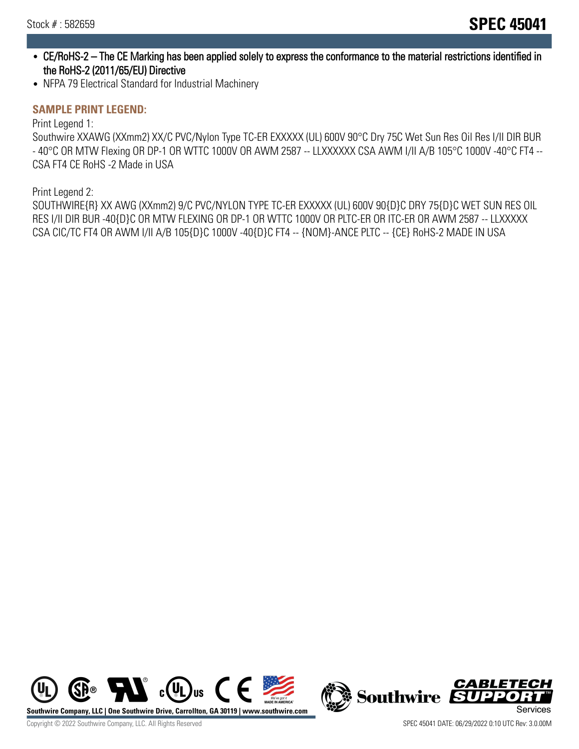- CE/RoHS-2 – The CE Marking has been applied solely to express the conformance to the material restrictions identified in the RoHS-2 (2011/65/EU) Directive
- NFPA 79 Electrical Standard for Industrial Machinery

## SAMPLE PRINT LEGEND:

Print Legend 1:
Southwire XXAWG (XXmm2) XX/C PVC/Nylon Type TC-ER EXXXXX (UL) 600V 90°C Dry 75C Wet Sun Res Oil Res I/II DIR BUR - 40°C OR MTW Flexing OR DP-1 OR WTTC 1000V OR AWM 2587 -- LLXXXXXX CSA AWM I/II A/B 105°C 1000V -40°C FT4 -- CSA FT4 CE RoHS -2 Made in USA

Print Legend 2:
SOUTHWIRE{R} XX AWG (XXmm2) 9/C PVC/NYLON TYPE TC-ER EXXXXX (UL) 600V 90{D}C DRY 75{D}C WET SUN RES OIL RES I/II DIR BUR -40{D}C OR MTW FLEXING OR DP-1 OR WTTC 1000V OR PLTC-ER OR ITC-ER OR AWM 2587 -- LLXXXXX CSA CIC/TC FT4 OR AWM I/II A/B 105{D}C 1000V -40{D}C FT4 -- {NOM}-ANCE PLTC -- {CE} RoHS-2 MADE IN USA

Southwire Company, LLC | One Southwire Drive, Carrollton, GA 30119 | www.southwire.com

Copyright © 2022 Southwire Company, LLC. All Rights Reserved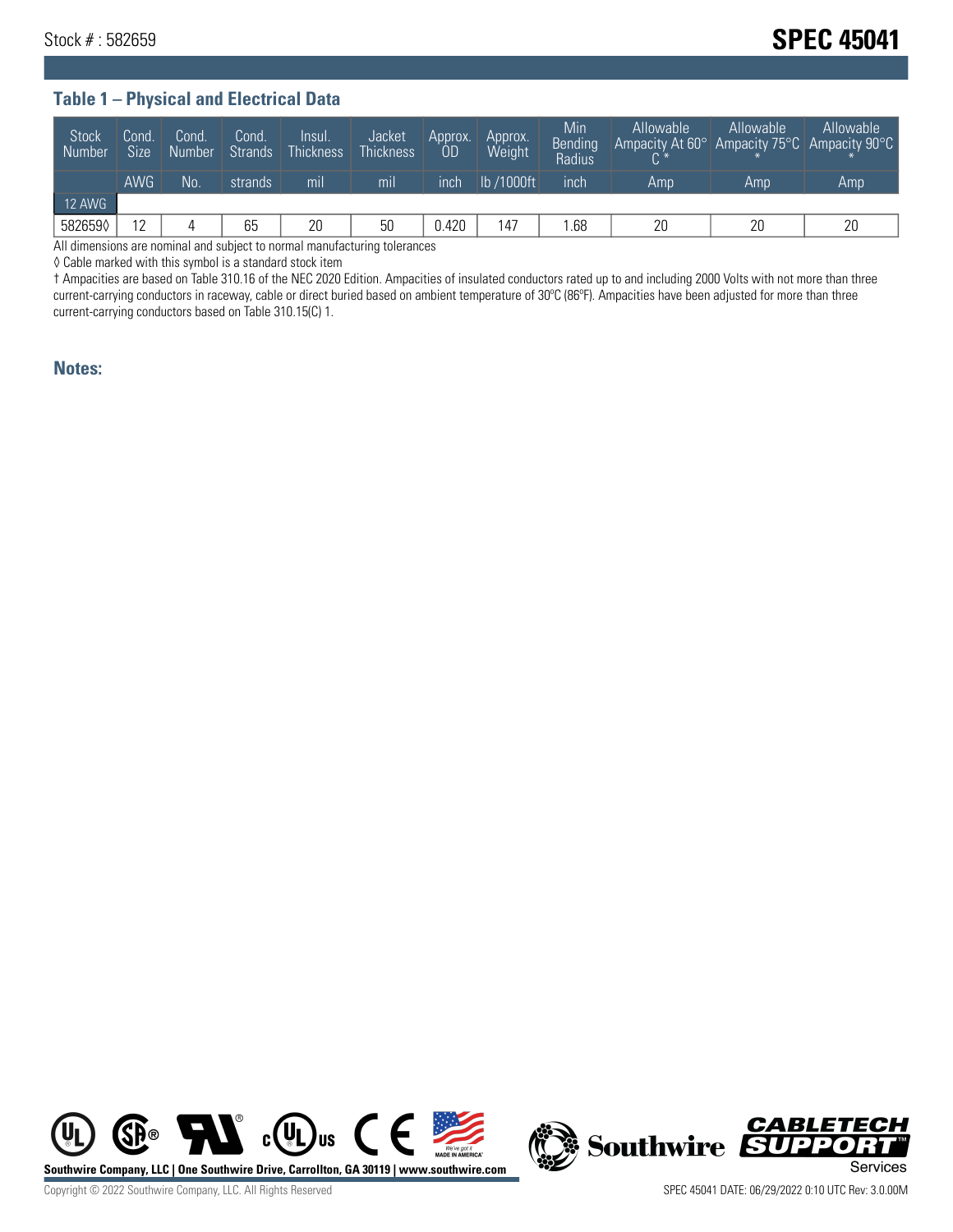Stock # : 582659

# SPEC 45041

## Table 1 – Physical and Electrical Data

| Stock Number | Cond. Size | Cond. Number | Cond. Strands | Insul. Thickness | Jacket Thickness | Approx. OD | Approx. Weight | Min Bending Radius | Allowable Ampacity At 60° C * | Allowable Ampacity 75°C * | Allowable Ampacity 90°C * |
|---|---|---|---|---|---|---|---|---|---|---|---|
| | AWG | No. | strands | mil | mil | inch | lb /1000ft | inch | Amp | Amp | Amp |
| 12 AWG | | | | | | | | | | | |
| 582659◊ | 12 | 4 | 65 | 20 | 50 | 0.420 | 147 | 1.68 | 20 | 20 | 20 |

All dimensions are nominal and subject to normal manufacturing tolerances

◊ Cable marked with this symbol is a standard stock item

† Ampacities are based on Table 310.16 of the NEC 2020 Edition. Ampacities of insulated conductors rated up to and including 2000 Volts with not more than three current-carrying conductors in raceway, cable or direct buried based on ambient temperature of 30ºC (86ºF). Ampacities have been adjusted for more than three current-carrying conductors based on Table 310.15(C) 1.

## Notes:

Southwire Company, LLC | One Southwire Drive, Carrollton, GA 30119 | www.southwire.com

Copyright © 2022 Southwire Company, LLC. All Rights Reserved

SPEC 45041 DATE: 06/29/2022 0:10 UTC Rev: 3.0.00M